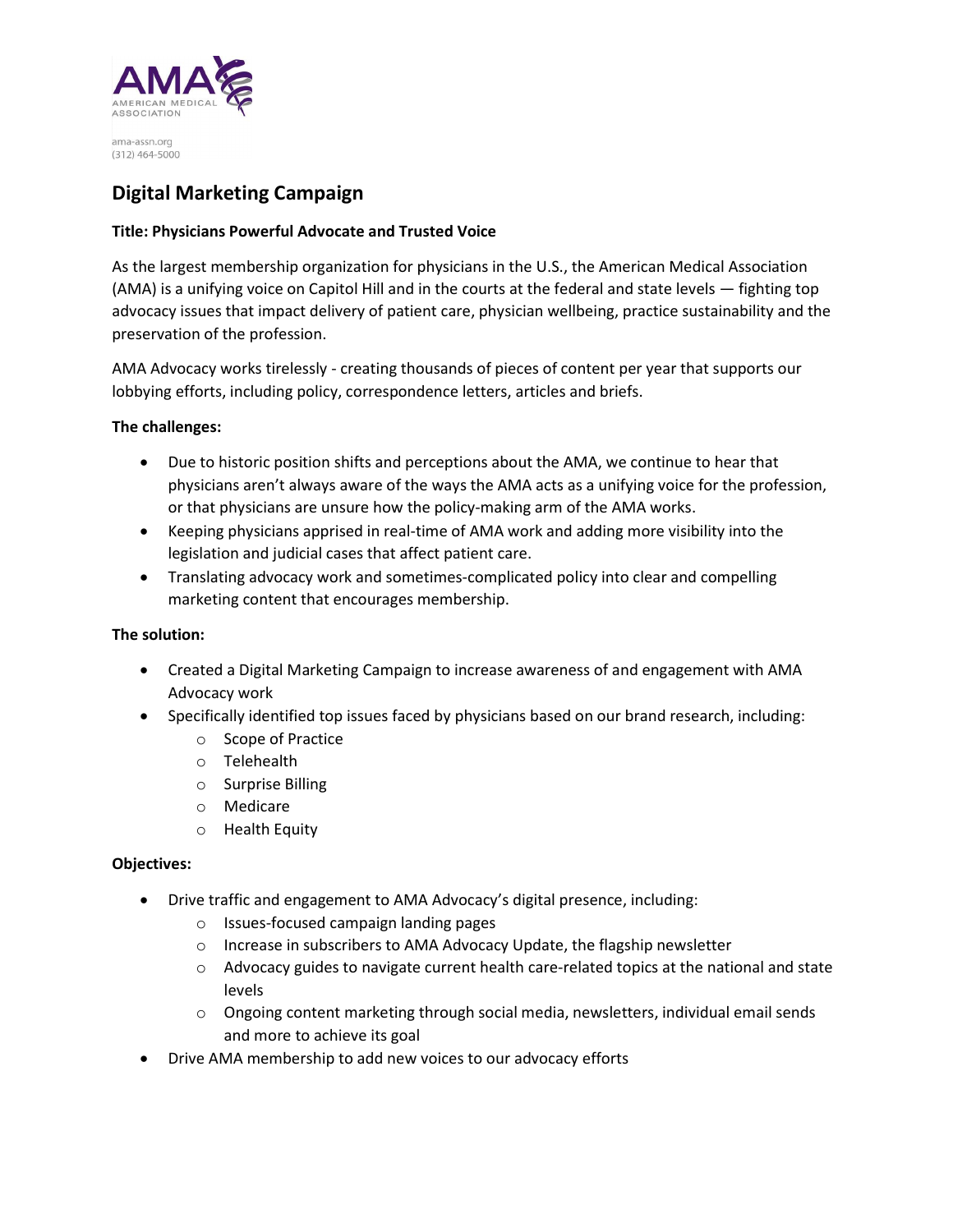AMA
AMERICAN MEDICAL ASSOCIATION

ama-assn.org
(312) 464-5000

# Digital Marketing Campaign

**Title: Physicians Powerful Advocate and Trusted Voice**

As the largest membership organization for physicians in the U.S., the American Medical Association (AMA) is a unifying voice on Capitol Hill and in the courts at the federal and state levels — fighting top advocacy issues that impact delivery of patient care, physician wellbeing, practice sustainability and the preservation of the profession.

AMA Advocacy works tirelessly - creating thousands of pieces of content per year that supports our lobbying efforts, including policy, correspondence letters, articles and briefs.

**The challenges:**

- Due to historic position shifts and perceptions about the AMA, we continue to hear that physicians aren't always aware of the ways the AMA acts as a unifying voice for the profession, or that physicians are unsure how the policy-making arm of the AMA works.
- Keeping physicians apprised in real-time of AMA work and adding more visibility into the legislation and judicial cases that affect patient care.
- Translating advocacy work and sometimes-complicated policy into clear and compelling marketing content that encourages membership.

**The solution:**

- Created a Digital Marketing Campaign to increase awareness of and engagement with AMA Advocacy work
- Specifically identified top issues faced by physicians based on our brand research, including:
  - Scope of Practice
  - Telehealth
  - Surprise Billing
  - Medicare
  - Health Equity

**Objectives:**

- Drive traffic and engagement to AMA Advocacy's digital presence, including:
  - Issues-focused campaign landing pages
  - Increase in subscribers to AMA Advocacy Update, the flagship newsletter
  - Advocacy guides to navigate current health care-related topics at the national and state levels
  - Ongoing content marketing through social media, newsletters, individual email sends and more to achieve its goal
- Drive AMA membership to add new voices to our advocacy efforts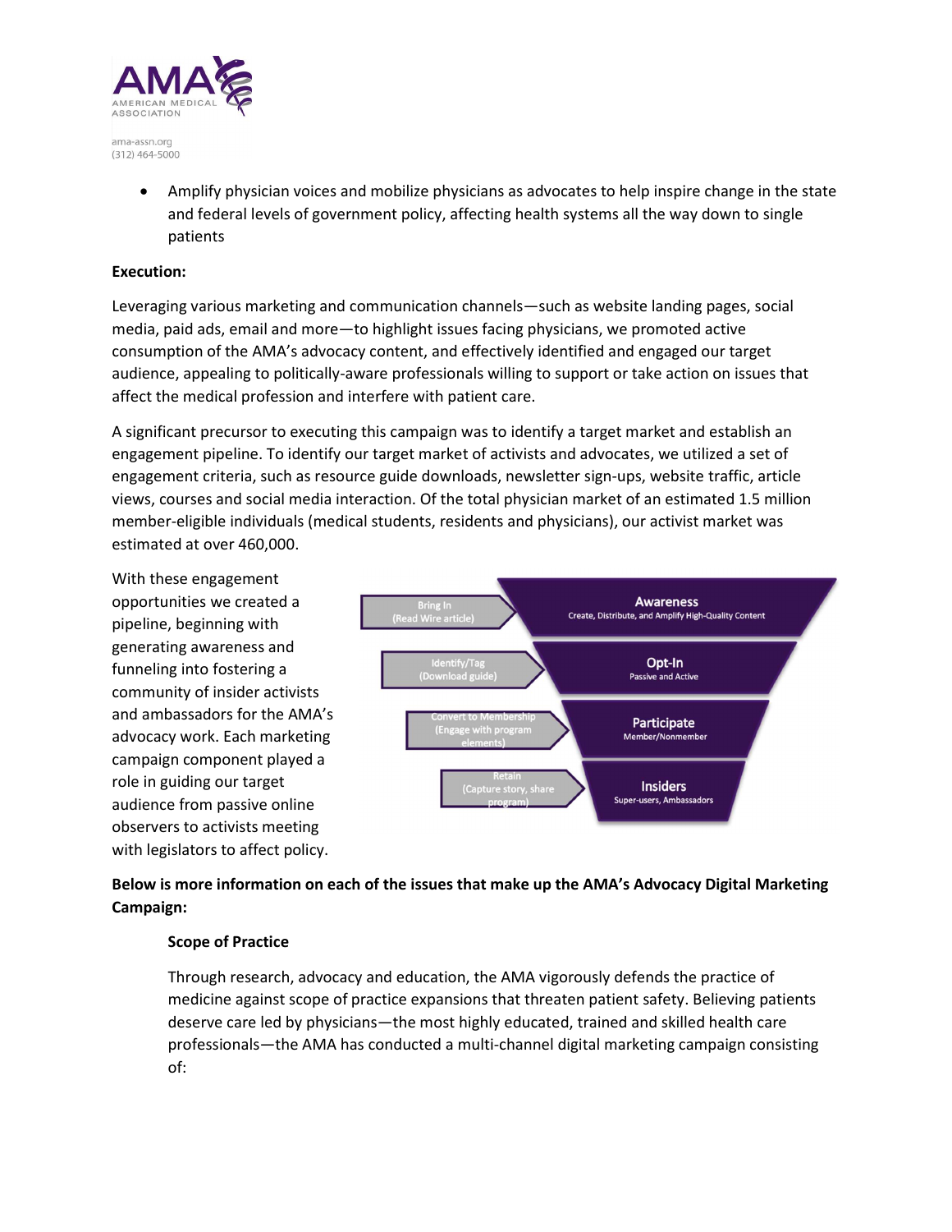- Amplify physician voices and mobilize physicians as advocates to help inspire change in the state and federal levels of government policy, affecting health systems all the way down to single patients

**Execution:**

Leveraging various marketing and communication channels—such as website landing pages, social media, paid ads, email and more—to highlight issues facing physicians, we promoted active consumption of the AMA's advocacy content, and effectively identified and engaged our target audience, appealing to politically-aware professionals willing to support or take action on issues that affect the medical profession and interfere with patient care.

A significant precursor to executing this campaign was to identify a target market and establish an engagement pipeline. To identify our target market of activists and advocates, we utilized a set of engagement criteria, such as resource guide downloads, newsletter sign-ups, website traffic, article views, courses and social media interaction. Of the total physician market of an estimated 1.5 million member-eligible individuals (medical students, residents and physicians), our activist market was estimated at over 460,000.

With these engagement opportunities we created a pipeline, beginning with generating awareness and funneling into fostering a community of insider activists and ambassadors for the AMA's advocacy work. Each marketing campaign component played a role in guiding our target audience from passive online observers to activists meeting with legislators to affect policy.

| Step | Stage |
| --- | --- |
| Bring In (Read Wire article) | **Awareness** – Create, Distribute, and Amplify High-Quality Content |
| Identify/Tag (Download guide) | **Opt-In** – Passive and Active |
| Convert to Membership (Engage with program elements) | **Participate** – Member/Nonmember |
| Retain (Capture story, share program) | **Insiders** – Super-users, Ambassadors |

**Below is more information on each of the issues that make up the AMA's Advocacy Digital Marketing Campaign:**

**Scope of Practice**

Through research, advocacy and education, the AMA vigorously defends the practice of medicine against scope of practice expansions that threaten patient safety. Believing patients deserve care led by physicians—the most highly educated, trained and skilled health care professionals—the AMA has conducted a multi-channel digital marketing campaign consisting of: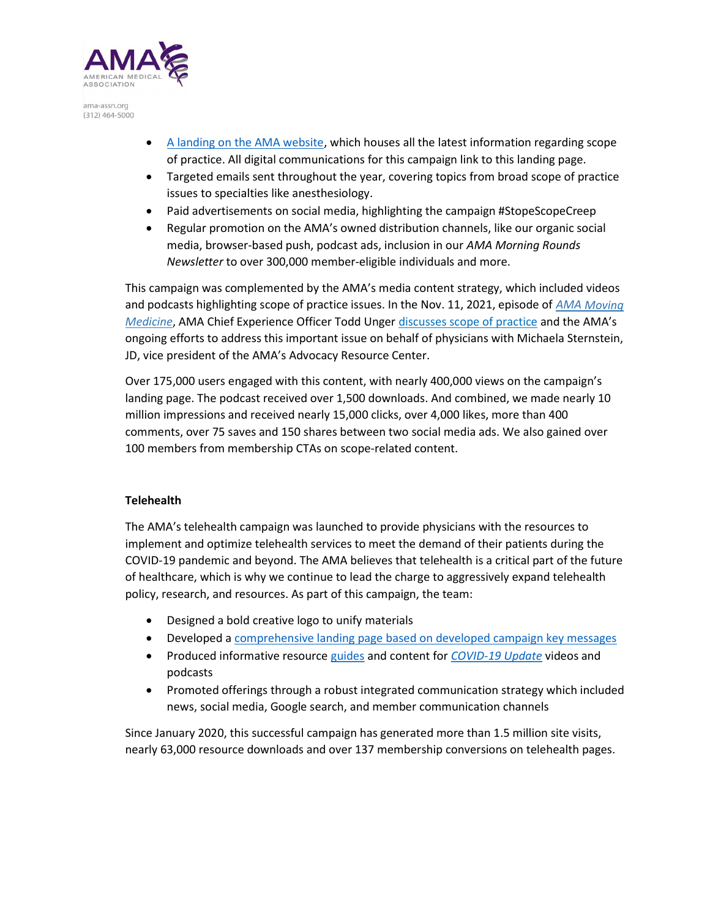- A landing on the AMA website, which houses all the latest information regarding scope of practice. All digital communications for this campaign link to this landing page.
- Targeted emails sent throughout the year, covering topics from broad scope of practice issues to specialties like anesthesiology.
- Paid advertisements on social media, highlighting the campaign #StopeScopeCreep
- Regular promotion on the AMA's owned distribution channels, like our organic social media, browser-based push, podcast ads, inclusion in our *AMA Morning Rounds Newsletter* to over 300,000 member-eligible individuals and more.

This campaign was complemented by the AMA's media content strategy, which included videos and podcasts highlighting scope of practice issues. In the Nov. 11, 2021, episode of *AMA Moving Medicine*, AMA Chief Experience Officer Todd Unger discusses scope of practice and the AMA's ongoing efforts to address this important issue on behalf of physicians with Michaela Sternstein, JD, vice president of the AMA's Advocacy Resource Center.

Over 175,000 users engaged with this content, with nearly 400,000 views on the campaign's landing page. The podcast received over 1,500 downloads. And combined, we made nearly 10 million impressions and received nearly 15,000 clicks, over 4,000 likes, more than 400 comments, over 75 saves and 150 shares between two social media ads. We also gained over 100 members from membership CTAs on scope-related content.

**Telehealth**

The AMA's telehealth campaign was launched to provide physicians with the resources to implement and optimize telehealth services to meet the demand of their patients during the COVID-19 pandemic and beyond. The AMA believes that telehealth is a critical part of the future of healthcare, which is why we continue to lead the charge to aggressively expand telehealth policy, research, and resources. As part of this campaign, the team:

- Designed a bold creative logo to unify materials
- Developed a comprehensive landing page based on developed campaign key messages
- Produced informative resource guides and content for *COVID-19 Update* videos and podcasts
- Promoted offerings through a robust integrated communication strategy which included news, social media, Google search, and member communication channels

Since January 2020, this successful campaign has generated more than 1.5 million site visits, nearly 63,000 resource downloads and over 137 membership conversions on telehealth pages.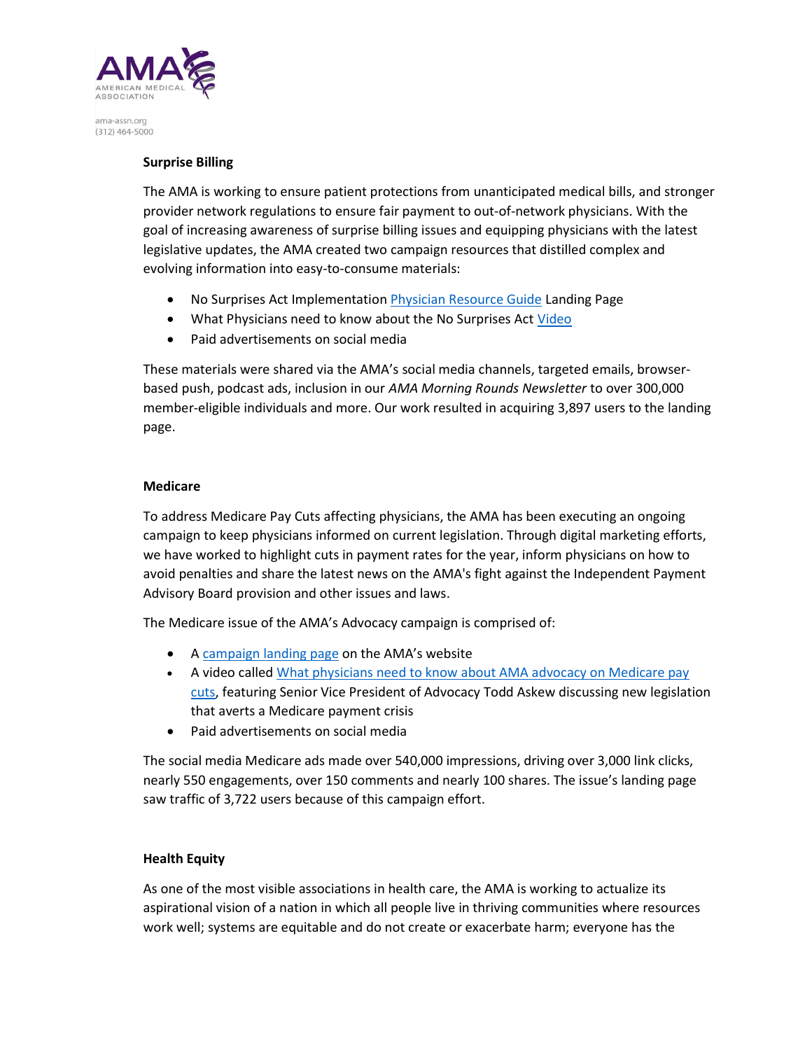### Surprise Billing

The AMA is working to ensure patient protections from unanticipated medical bills, and stronger provider network regulations to ensure fair payment to out-of-network physicians. With the goal of increasing awareness of surprise billing issues and equipping physicians with the latest legislative updates, the AMA created two campaign resources that distilled complex and evolving information into easy-to-consume materials:

- No Surprises Act Implementation Physician Resource Guide Landing Page
- What Physicians need to know about the No Surprises Act Video
- Paid advertisements on social media

These materials were shared via the AMA's social media channels, targeted emails, browser-based push, podcast ads, inclusion in our *AMA Morning Rounds Newsletter* to over 300,000 member-eligible individuals and more. Our work resulted in acquiring 3,897 users to the landing page.

### Medicare

To address Medicare Pay Cuts affecting physicians, the AMA has been executing an ongoing campaign to keep physicians informed on current legislation. Through digital marketing efforts, we have worked to highlight cuts in payment rates for the year, inform physicians on how to avoid penalties and share the latest news on the AMA's fight against the Independent Payment Advisory Board provision and other issues and laws.

The Medicare issue of the AMA's Advocacy campaign is comprised of:

- A campaign landing page on the AMA's website
- A video called What physicians need to know about AMA advocacy on Medicare pay cuts, featuring Senior Vice President of Advocacy Todd Askew discussing new legislation that averts a Medicare payment crisis
- Paid advertisements on social media

The social media Medicare ads made over 540,000 impressions, driving over 3,000 link clicks, nearly 550 engagements, over 150 comments and nearly 100 shares. The issue's landing page saw traffic of 3,722 users because of this campaign effort.

### Health Equity

As one of the most visible associations in health care, the AMA is working to actualize its aspirational vision of a nation in which all people live in thriving communities where resources work well; systems are equitable and do not create or exacerbate harm; everyone has the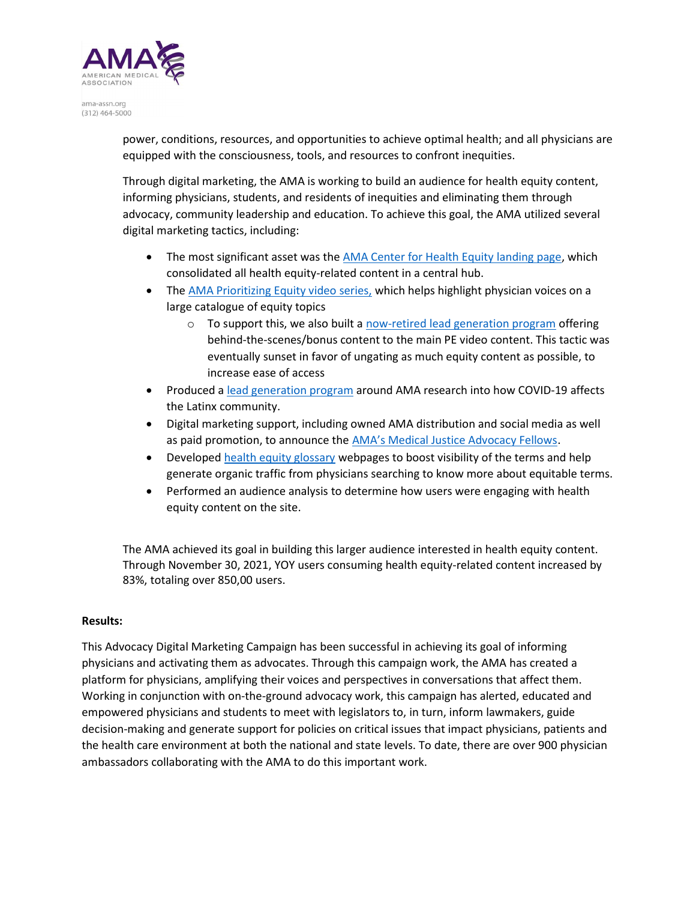power, conditions, resources, and opportunities to achieve optimal health; and all physicians are equipped with the consciousness, tools, and resources to confront inequities.

Through digital marketing, the AMA is working to build an audience for health equity content, informing physicians, students, and residents of inequities and eliminating them through advocacy, community leadership and education. To achieve this goal, the AMA utilized several digital marketing tactics, including:

- The most significant asset was the AMA Center for Health Equity landing page, which consolidated all health equity-related content in a central hub.
- The AMA Prioritizing Equity video series, which helps highlight physician voices on a large catalogue of equity topics
  - To support this, we also built a now-retired lead generation program offering behind-the-scenes/bonus content to the main PE video content. This tactic was eventually sunset in favor of ungating as much equity content as possible, to increase ease of access
- Produced a lead generation program around AMA research into how COVID-19 affects the Latinx community.
- Digital marketing support, including owned AMA distribution and social media as well as paid promotion, to announce the AMA's Medical Justice Advocacy Fellows.
- Developed health equity glossary webpages to boost visibility of the terms and help generate organic traffic from physicians searching to know more about equitable terms.
- Performed an audience analysis to determine how users were engaging with health equity content on the site.

The AMA achieved its goal in building this larger audience interested in health equity content. Through November 30, 2021, YOY users consuming health equity-related content increased by 83%, totaling over 850,00 users.

**Results:**

This Advocacy Digital Marketing Campaign has been successful in achieving its goal of informing physicians and activating them as advocates. Through this campaign work, the AMA has created a platform for physicians, amplifying their voices and perspectives in conversations that affect them. Working in conjunction with on-the-ground advocacy work, this campaign has alerted, educated and empowered physicians and students to meet with legislators to, in turn, inform lawmakers, guide decision-making and generate support for policies on critical issues that impact physicians, patients and the health care environment at both the national and state levels. To date, there are over 900 physician ambassadors collaborating with the AMA to do this important work.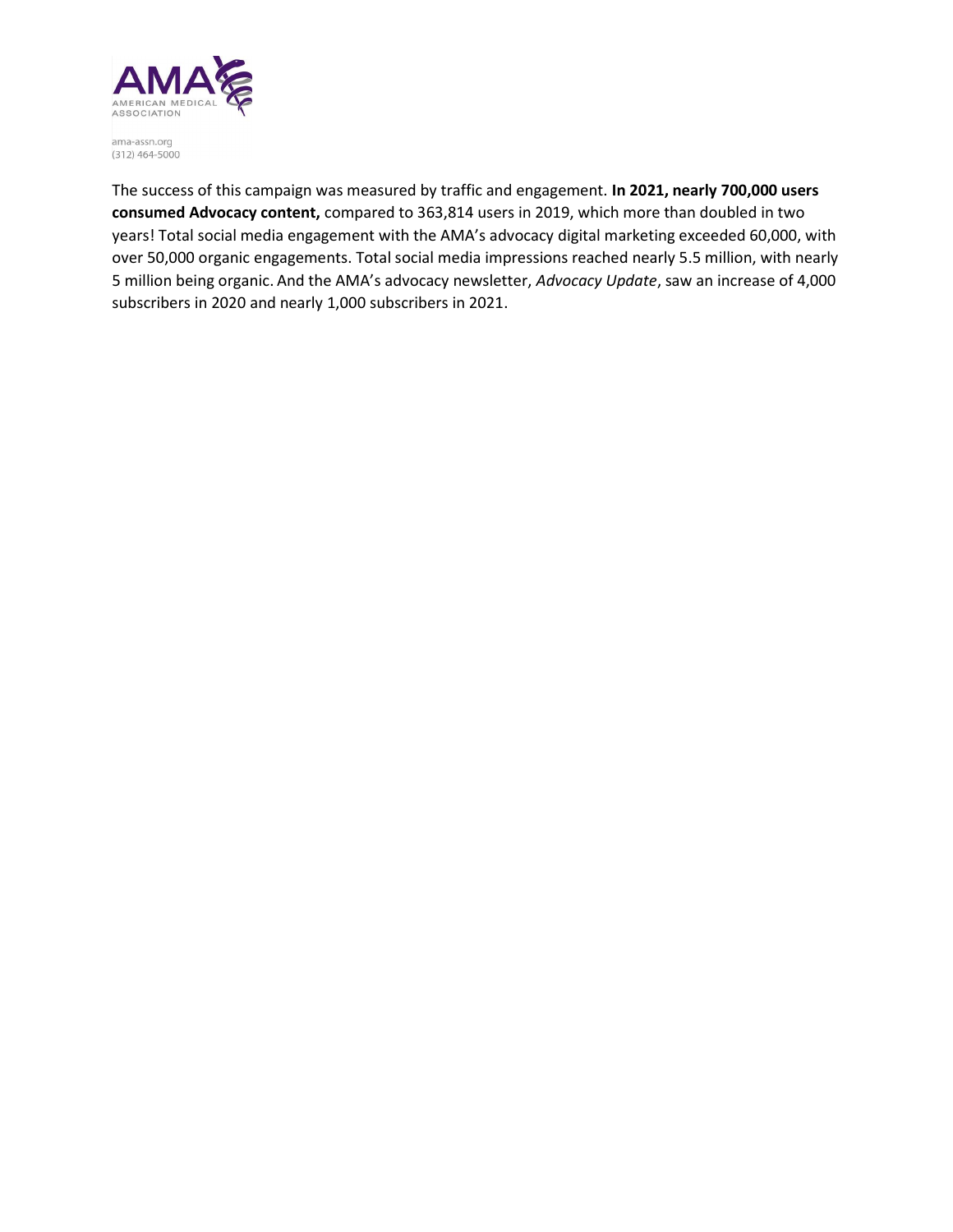The success of this campaign was measured by traffic and engagement. **In 2021, nearly 700,000 users consumed Advocacy content,** compared to 363,814 users in 2019, which more than doubled in two years! Total social media engagement with the AMA's advocacy digital marketing exceeded 60,000, with over 50,000 organic engagements. Total social media impressions reached nearly 5.5 million, with nearly 5 million being organic. And the AMA's advocacy newsletter, *Advocacy Update*, saw an increase of 4,000 subscribers in 2020 and nearly 1,000 subscribers in 2021.